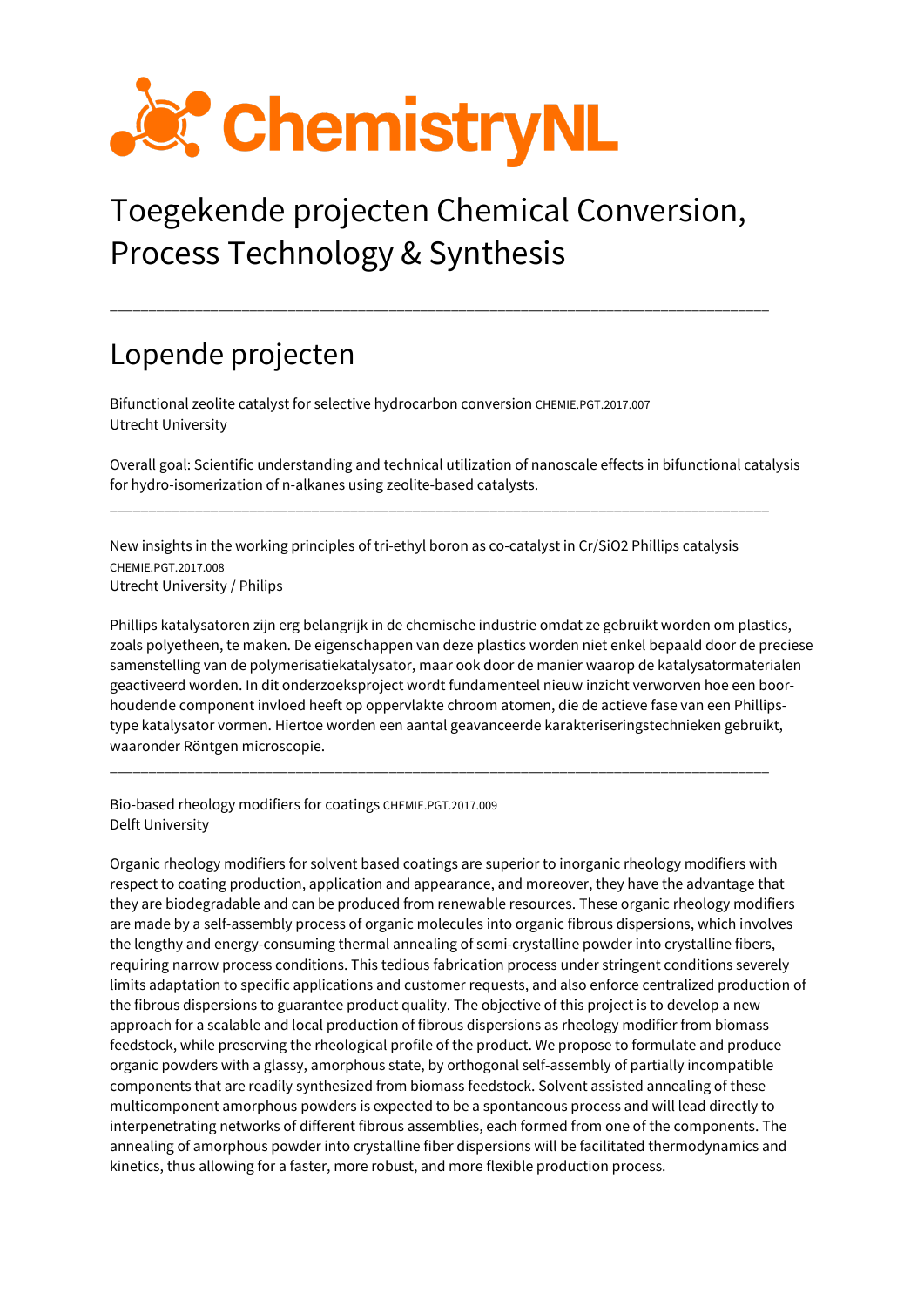# ChemistryNL

# Toegekende projecten Chemical Conversion, Process Technology & Synthesis

---

## Lopende projecten

Bifunctional zeolite catalyst for selective hydrocarbon conversion CHEMIE.PGT.2017.007
Utrecht University

Overall goal: Scientific understanding and technical utilization of nanoscale effects in bifunctional catalysis for hydro-isomerization of n-alkanes using zeolite-based catalysts.

---

New insights in the working principles of tri-ethyl boron as co-catalyst in Cr/SiO2 Phillips catalysis CHEMIE.PGT.2017.008
Utrecht University / Philips

Phillips katalysatoren zijn erg belangrijk in de chemische industrie omdat ze gebruikt worden om plastics, zoals polyetheen, te maken. De eigenschappen van deze plastics worden niet enkel bepaald door de preciese samenstelling van de polymerisatiekatalysator, maar ook door de manier waarop de katalysatormaterialen geactiveerd worden. In dit onderzoeksproject wordt fundamenteel nieuw inzicht verworven hoe een boor-houdende component invloed heeft op oppervlakte chroom atomen, die de actieve fase van een Phillips-type katalysator vormen. Hiertoe worden een aantal geavanceerde karakteriseringstechnieken gebruikt, waaronder Röntgen microscopie.

---

Bio-based rheology modifiers for coatings CHEMIE.PGT.2017.009
Delft University

Organic rheology modifiers for solvent based coatings are superior to inorganic rheology modifiers with respect to coating production, application and appearance, and moreover, they have the advantage that they are biodegradable and can be produced from renewable resources. These organic rheology modifiers are made by a self-assembly process of organic molecules into organic fibrous dispersions, which involves the lengthy and energy-consuming thermal annealing of semi-crystalline powder into crystalline fibers, requiring narrow process conditions. This tedious fabrication process under stringent conditions severely limits adaptation to specific applications and customer requests, and also enforce centralized production of the fibrous dispersions to guarantee product quality. The objective of this project is to develop a new approach for a scalable and local production of fibrous dispersions as rheology modifier from biomass feedstock, while preserving the rheological profile of the product. We propose to formulate and produce organic powders with a glassy, amorphous state, by orthogonal self-assembly of partially incompatible components that are readily synthesized from biomass feedstock. Solvent assisted annealing of these multicomponent amorphous powders is expected to be a spontaneous process and will lead directly to interpenetrating networks of different fibrous assemblies, each formed from one of the components. The annealing of amorphous powder into crystalline fiber dispersions will be facilitated thermodynamics and kinetics, thus allowing for a faster, more robust, and more flexible production process.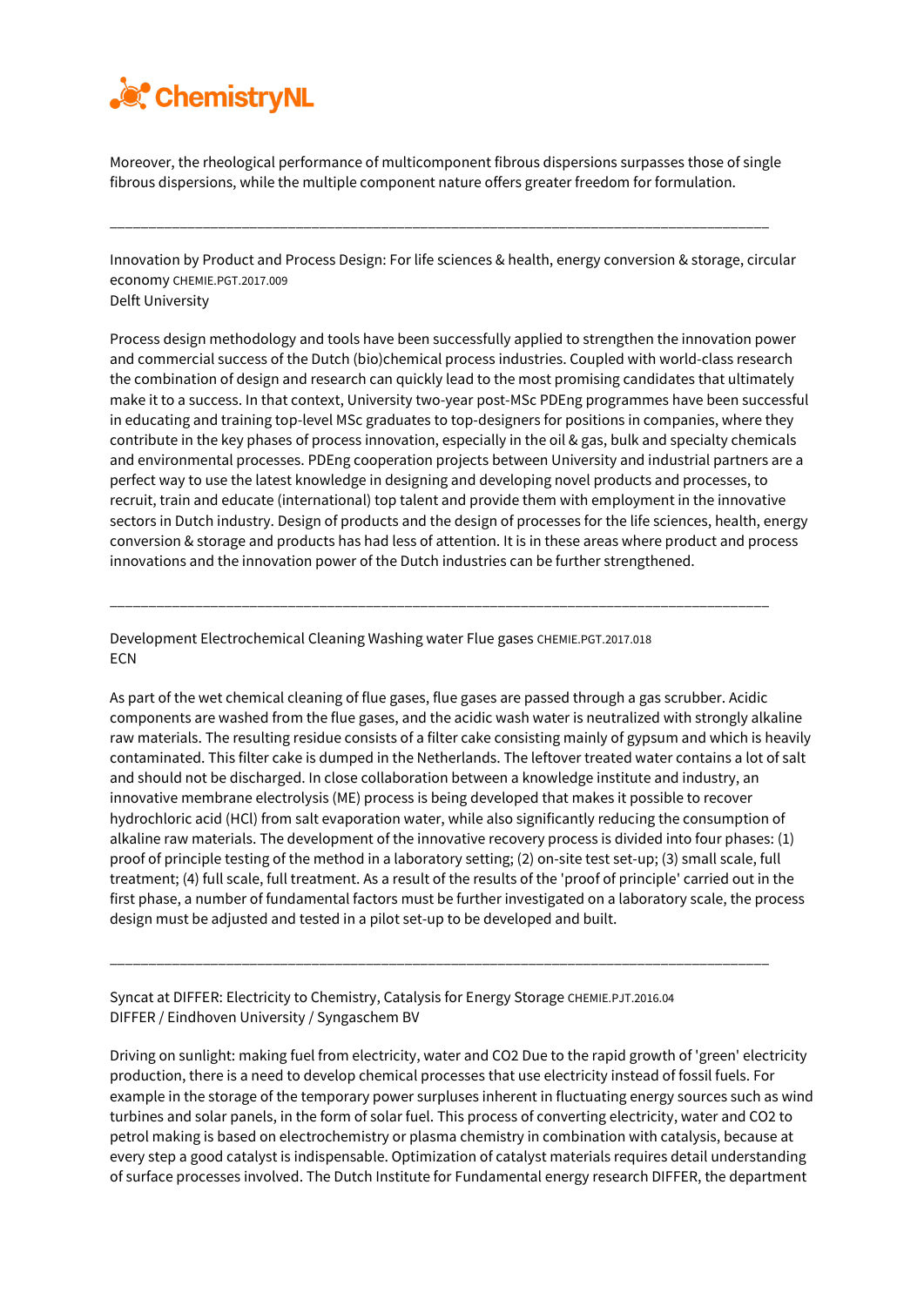Moreover, the rheological performance of multicomponent fibrous dispersions surpasses those of single fibrous dispersions, while the multiple component nature offers greater freedom for formulation.

---

Innovation by Product and Process Design: For life sciences & health, energy conversion & storage, circular economy CHEMIE.PGT.2017.009
Delft University

Process design methodology and tools have been successfully applied to strengthen the innovation power and commercial success of the Dutch (bio)chemical process industries. Coupled with world-class research the combination of design and research can quickly lead to the most promising candidates that ultimately make it to a success. In that context, University two-year post-MSc PDEng programmes have been successful in educating and training top-level MSc graduates to top-designers for positions in companies, where they contribute in the key phases of process innovation, especially in the oil & gas, bulk and specialty chemicals and environmental processes. PDEng cooperation projects between University and industrial partners are a perfect way to use the latest knowledge in designing and developing novel products and processes, to recruit, train and educate (international) top talent and provide them with employment in the innovative sectors in Dutch industry. Design of products and the design of processes for the life sciences, health, energy conversion & storage and products has had less of attention. It is in these areas where product and process innovations and the innovation power of the Dutch industries can be further strengthened.

---

Development Electrochemical Cleaning Washing water Flue gases CHEMIE.PGT.2017.018
ECN

As part of the wet chemical cleaning of flue gases, flue gases are passed through a gas scrubber. Acidic components are washed from the flue gases, and the acidic wash water is neutralized with strongly alkaline raw materials. The resulting residue consists of a filter cake consisting mainly of gypsum and which is heavily contaminated. This filter cake is dumped in the Netherlands. The leftover treated water contains a lot of salt and should not be discharged. In close collaboration between a knowledge institute and industry, an innovative membrane electrolysis (ME) process is being developed that makes it possible to recover hydrochloric acid (HCl) from salt evaporation water, while also significantly reducing the consumption of alkaline raw materials. The development of the innovative recovery process is divided into four phases: (1) proof of principle testing of the method in a laboratory setting; (2) on-site test set-up; (3) small scale, full treatment; (4) full scale, full treatment. As a result of the results of the 'proof of principle' carried out in the first phase, a number of fundamental factors must be further investigated on a laboratory scale, the process design must be adjusted and tested in a pilot set-up to be developed and built.

---

Syncat at DIFFER: Electricity to Chemistry, Catalysis for Energy Storage CHEMIE.PJT.2016.04
DIFFER / Eindhoven University / Syngaschem BV

Driving on sunlight: making fuel from electricity, water and CO2 Due to the rapid growth of 'green' electricity production, there is a need to develop chemical processes that use electricity instead of fossil fuels. For example in the storage of the temporary power surpluses inherent in fluctuating energy sources such as wind turbines and solar panels, in the form of solar fuel. This process of converting electricity, water and CO2 to petrol making is based on electrochemistry or plasma chemistry in combination with catalysis, because at every step a good catalyst is indispensable. Optimization of catalyst materials requires detail understanding of surface processes involved. The Dutch Institute for Fundamental energy research DIFFER, the department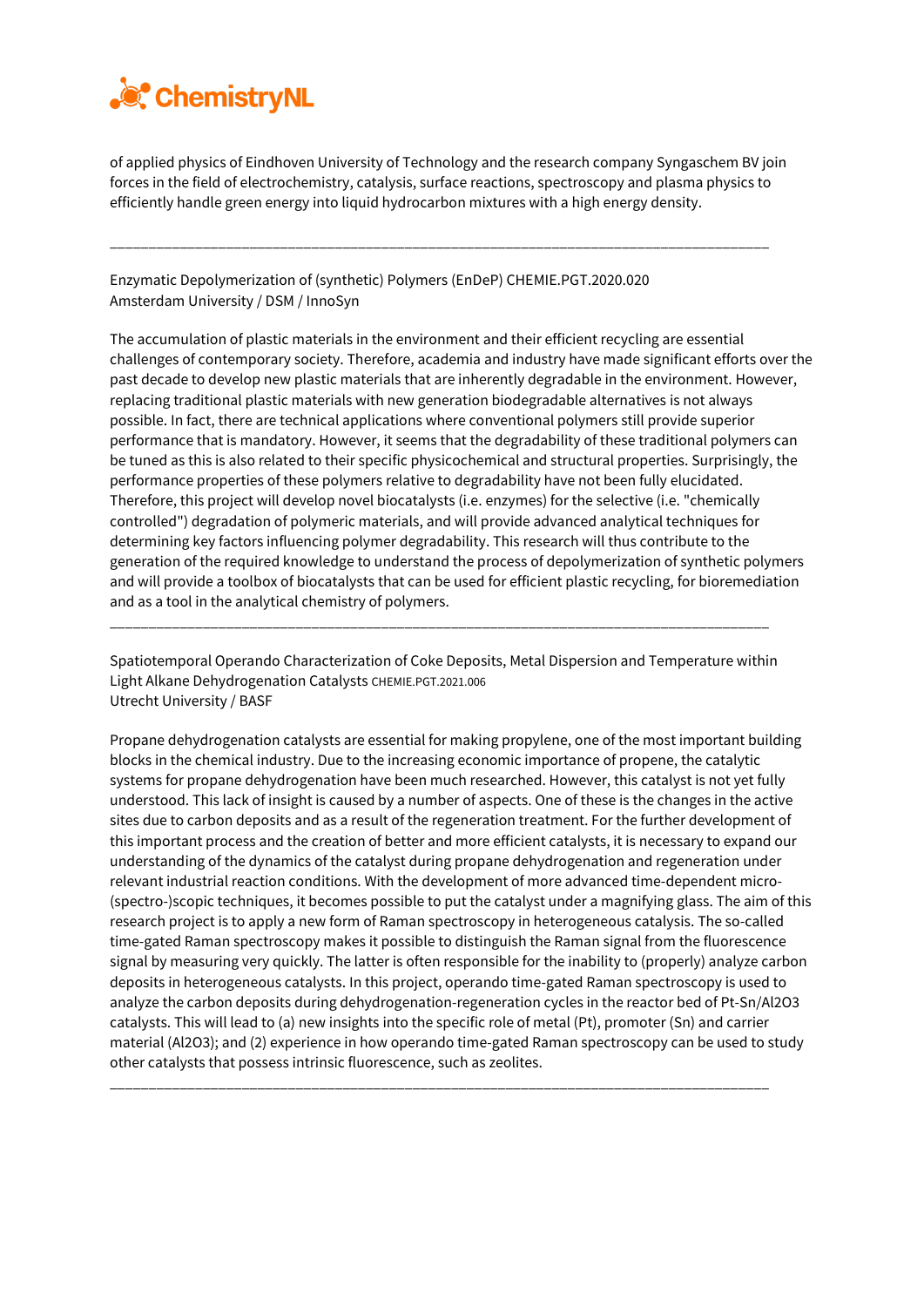of applied physics of Eindhoven University of Technology and the research company Syngaschem BV join forces in the field of electrochemistry, catalysis, surface reactions, spectroscopy and plasma physics to efficiently handle green energy into liquid hydrocarbon mixtures with a high energy density.

---

Enzymatic Depolymerization of (synthetic) Polymers (EnDeP) CHEMIE.PGT.2020.020
Amsterdam University / DSM / InnoSyn

The accumulation of plastic materials in the environment and their efficient recycling are essential challenges of contemporary society. Therefore, academia and industry have made significant efforts over the past decade to develop new plastic materials that are inherently degradable in the environment. However, replacing traditional plastic materials with new generation biodegradable alternatives is not always possible. In fact, there are technical applications where conventional polymers still provide superior performance that is mandatory. However, it seems that the degradability of these traditional polymers can be tuned as this is also related to their specific physicochemical and structural properties. Surprisingly, the performance properties of these polymers relative to degradability have not been fully elucidated. Therefore, this project will develop novel biocatalysts (i.e. enzymes) for the selective (i.e. "chemically controlled") degradation of polymeric materials, and will provide advanced analytical techniques for determining key factors influencing polymer degradability. This research will thus contribute to the generation of the required knowledge to understand the process of depolymerization of synthetic polymers and will provide a toolbox of biocatalysts that can be used for efficient plastic recycling, for bioremediation and as a tool in the analytical chemistry of polymers.

---

Spatiotemporal Operando Characterization of Coke Deposits, Metal Dispersion and Temperature within Light Alkane Dehydrogenation Catalysts CHEMIE.PGT.2021.006
Utrecht University / BASF

Propane dehydrogenation catalysts are essential for making propylene, one of the most important building blocks in the chemical industry. Due to the increasing economic importance of propene, the catalytic systems for propane dehydrogenation have been much researched. However, this catalyst is not yet fully understood. This lack of insight is caused by a number of aspects. One of these is the changes in the active sites due to carbon deposits and as a result of the regeneration treatment. For the further development of this important process and the creation of better and more efficient catalysts, it is necessary to expand our understanding of the dynamics of the catalyst during propane dehydrogenation and regeneration under relevant industrial reaction conditions. With the development of more advanced time-dependent micro-(spectro-)scopic techniques, it becomes possible to put the catalyst under a magnifying glass. The aim of this research project is to apply a new form of Raman spectroscopy in heterogeneous catalysis. The so-called time-gated Raman spectroscopy makes it possible to distinguish the Raman signal from the fluorescence signal by measuring very quickly. The latter is often responsible for the inability to (properly) analyze carbon deposits in heterogeneous catalysts. In this project, operando time-gated Raman spectroscopy is used to analyze the carbon deposits during dehydrogenation-regeneration cycles in the reactor bed of Pt-Sn/$Al_2O_3$ catalysts. This will lead to (a) new insights into the specific role of metal (Pt), promoter (Sn) and carrier material ($Al_2O_3$); and (2) experience in how operando time-gated Raman spectroscopy can be used to study other catalysts that possess intrinsic fluorescence, such as zeolites.

---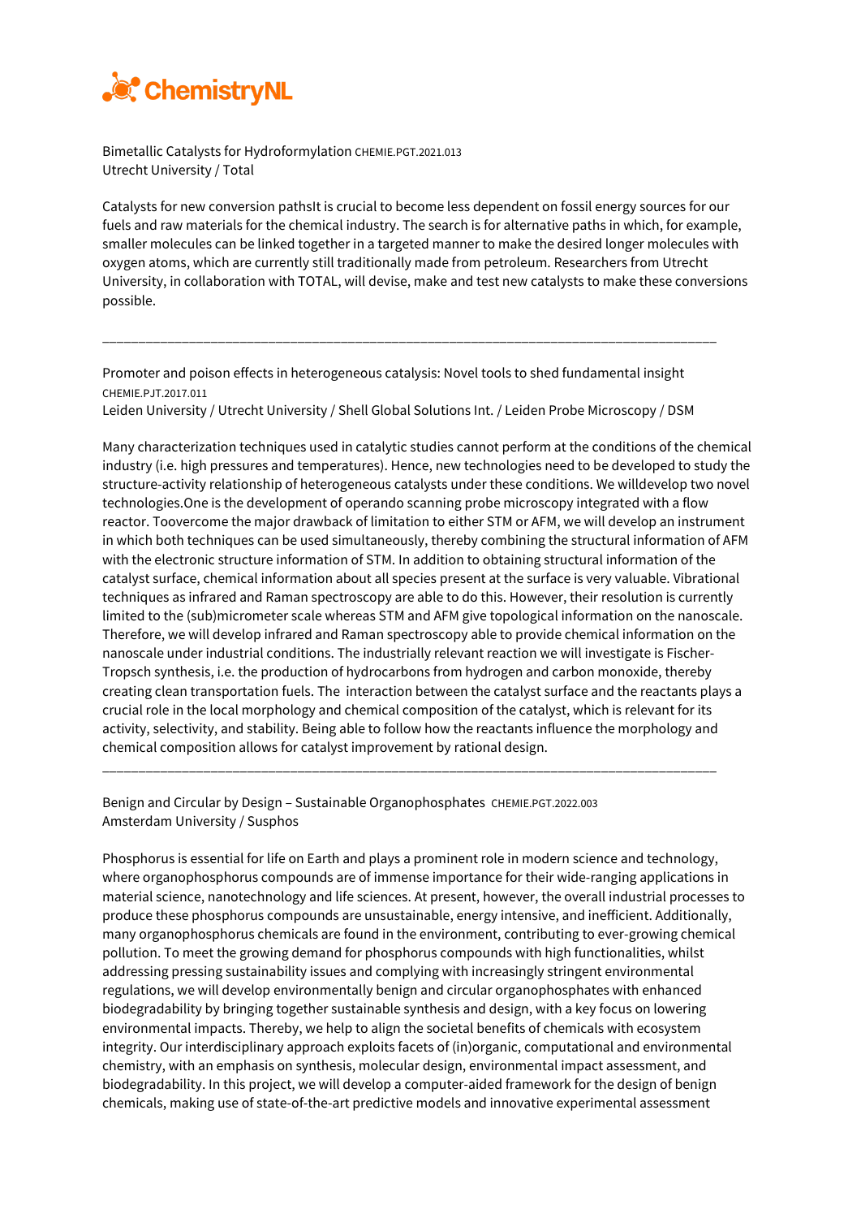Bimetallic Catalysts for Hydroformylation CHEMIE.PGT.2021.013
Utrecht University / Total

Catalysts for new conversion pathsIt is crucial to become less dependent on fossil energy sources for our fuels and raw materials for the chemical industry. The search is for alternative paths in which, for example, smaller molecules can be linked together in a targeted manner to make the desired longer molecules with oxygen atoms, which are currently still traditionally made from petroleum. Researchers from Utrecht University, in collaboration with TOTAL, will devise, make and test new catalysts to make these conversions possible.

---

Promoter and poison effects in heterogeneous catalysis: Novel tools to shed fundamental insight CHEMIE.PJT.2017.011
Leiden University / Utrecht University / Shell Global Solutions Int. / Leiden Probe Microscopy / DSM

Many characterization techniques used in catalytic studies cannot perform at the conditions of the chemical industry (i.e. high pressures and temperatures). Hence, new technologies need to be developed to study the structure-activity relationship of heterogeneous catalysts under these conditions. We willdevelop two novel technologies.One is the development of operando scanning probe microscopy integrated with a flow reactor. Toovercome the major drawback of limitation to either STM or AFM, we will develop an instrument in which both techniques can be used simultaneously, thereby combining the structural information of AFM with the electronic structure information of STM. In addition to obtaining structural information of the catalyst surface, chemical information about all species present at the surface is very valuable. Vibrational techniques as infrared and Raman spectroscopy are able to do this. However, their resolution is currently limited to the (sub)micrometer scale whereas STM and AFM give topological information on the nanoscale. Therefore, we will develop infrared and Raman spectroscopy able to provide chemical information on the nanoscale under industrial conditions. The industrially relevant reaction we will investigate is Fischer-Tropsch synthesis, i.e. the production of hydrocarbons from hydrogen and carbon monoxide, thereby creating clean transportation fuels. The interaction between the catalyst surface and the reactants plays a crucial role in the local morphology and chemical composition of the catalyst, which is relevant for its activity, selectivity, and stability. Being able to follow how the reactants influence the morphology and chemical composition allows for catalyst improvement by rational design.

---

Benign and Circular by Design – Sustainable Organophosphates CHEMIE.PGT.2022.003
Amsterdam University / Susphos

Phosphorus is essential for life on Earth and plays a prominent role in modern science and technology, where organophosphorus compounds are of immense importance for their wide-ranging applications in material science, nanotechnology and life sciences. At present, however, the overall industrial processes to produce these phosphorus compounds are unsustainable, energy intensive, and inefficient. Additionally, many organophosphorus chemicals are found in the environment, contributing to ever-growing chemical pollution. To meet the growing demand for phosphorus compounds with high functionalities, whilst addressing pressing sustainability issues and complying with increasingly stringent environmental regulations, we will develop environmentally benign and circular organophosphates with enhanced biodegradability by bringing together sustainable synthesis and design, with a key focus on lowering environmental impacts. Thereby, we help to align the societal benefits of chemicals with ecosystem integrity. Our interdisciplinary approach exploits facets of (in)organic, computational and environmental chemistry, with an emphasis on synthesis, molecular design, environmental impact assessment, and biodegradability. In this project, we will develop a computer-aided framework for the design of benign chemicals, making use of state-of-the-art predictive models and innovative experimental assessment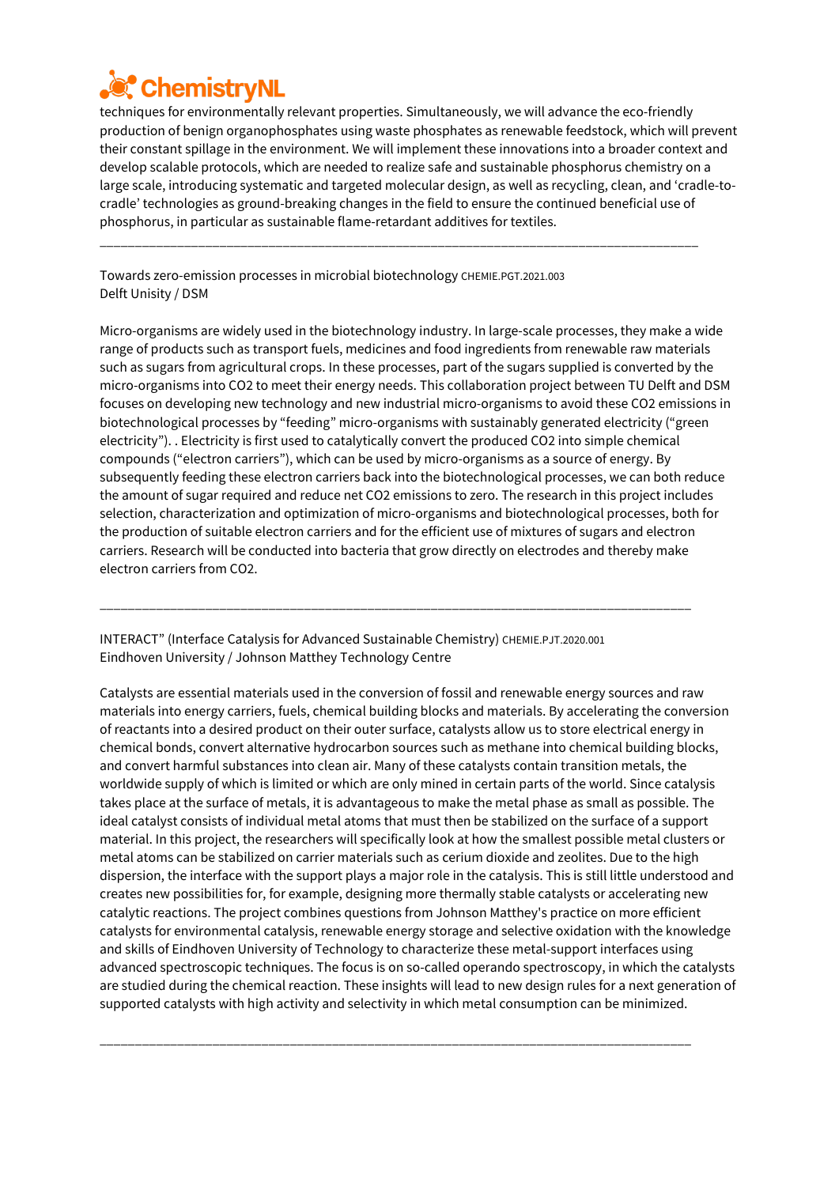techniques for environmentally relevant properties. Simultaneously, we will advance the eco-friendly production of benign organophosphates using waste phosphates as renewable feedstock, which will prevent their constant spillage in the environment. We will implement these innovations into a broader context and develop scalable protocols, which are needed to realize safe and sustainable phosphorus chemistry on a large scale, introducing systematic and targeted molecular design, as well as recycling, clean, and 'cradle-to-cradle' technologies as ground-breaking changes in the field to ensure the continued beneficial use of phosphorus, in particular as sustainable flame-retardant additives for textiles.

---

Towards zero-emission processes in microbial biotechnology CHEMIE.PGT.2021.003
Delft Unisity / DSM

Micro-organisms are widely used in the biotechnology industry. In large-scale processes, they make a wide range of products such as transport fuels, medicines and food ingredients from renewable raw materials such as sugars from agricultural crops. In these processes, part of the sugars supplied is converted by the micro-organisms into CO2 to meet their energy needs. This collaboration project between TU Delft and DSM focuses on developing new technology and new industrial micro-organisms to avoid these CO2 emissions in biotechnological processes by "feeding" micro-organisms with sustainably generated electricity ("green electricity"). . Electricity is first used to catalytically convert the produced CO2 into simple chemical compounds ("electron carriers"), which can be used by micro-organisms as a source of energy. By subsequently feeding these electron carriers back into the biotechnological processes, we can both reduce the amount of sugar required and reduce net CO2 emissions to zero. The research in this project includes selection, characterization and optimization of micro-organisms and biotechnological processes, both for the production of suitable electron carriers and for the efficient use of mixtures of sugars and electron carriers. Research will be conducted into bacteria that grow directly on electrodes and thereby make electron carriers from CO2.

---

INTERACT" (Interface Catalysis for Advanced Sustainable Chemistry) CHEMIE.PJT.2020.001
Eindhoven University / Johnson Matthey Technology Centre

Catalysts are essential materials used in the conversion of fossil and renewable energy sources and raw materials into energy carriers, fuels, chemical building blocks and materials. By accelerating the conversion of reactants into a desired product on their outer surface, catalysts allow us to store electrical energy in chemical bonds, convert alternative hydrocarbon sources such as methane into chemical building blocks, and convert harmful substances into clean air. Many of these catalysts contain transition metals, the worldwide supply of which is limited or which are only mined in certain parts of the world. Since catalysis takes place at the surface of metals, it is advantageous to make the metal phase as small as possible. The ideal catalyst consists of individual metal atoms that must then be stabilized on the surface of a support material. In this project, the researchers will specifically look at how the smallest possible metal clusters or metal atoms can be stabilized on carrier materials such as cerium dioxide and zeolites. Due to the high dispersion, the interface with the support plays a major role in the catalysis. This is still little understood and creates new possibilities for, for example, designing more thermally stable catalysts or accelerating new catalytic reactions. The project combines questions from Johnson Matthey's practice on more efficient catalysts for environmental catalysis, renewable energy storage and selective oxidation with the knowledge and skills of Eindhoven University of Technology to characterize these metal-support interfaces using advanced spectroscopic techniques. The focus is on so-called operando spectroscopy, in which the catalysts are studied during the chemical reaction. These insights will lead to new design rules for a next generation of supported catalysts with high activity and selectivity in which metal consumption can be minimized.

---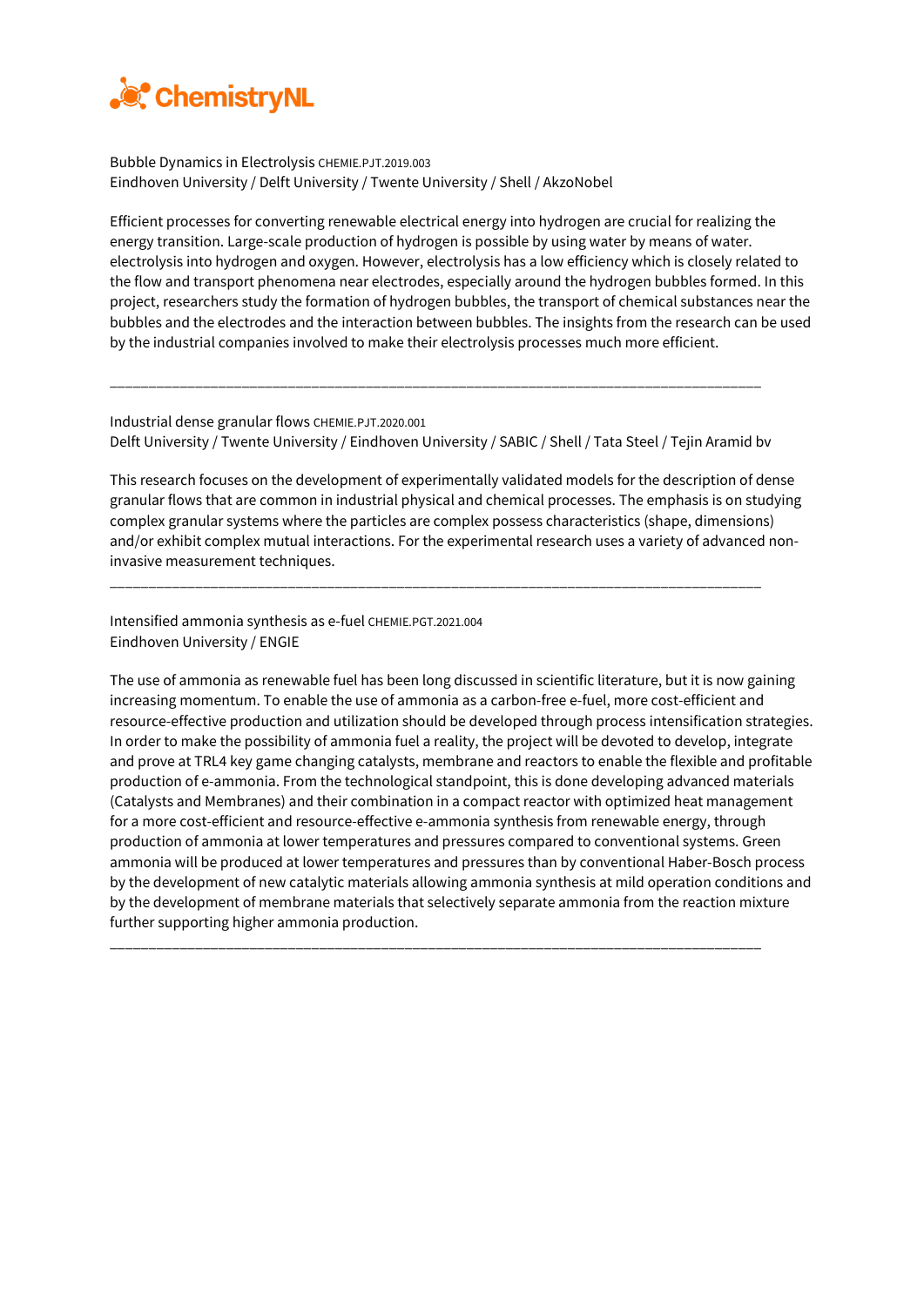Bubble Dynamics in Electrolysis CHEMIE.PJT.2019.003
Eindhoven University / Delft University / Twente University / Shell / AkzoNobel

Efficient processes for converting renewable electrical energy into hydrogen are crucial for realizing the energy transition. Large-scale production of hydrogen is possible by using water by means of water. electrolysis into hydrogen and oxygen. However, electrolysis has a low efficiency which is closely related to the flow and transport phenomena near electrodes, especially around the hydrogen bubbles formed. In this project, researchers study the formation of hydrogen bubbles, the transport of chemical substances near the bubbles and the electrodes and the interaction between bubbles. The insights from the research can be used by the industrial companies involved to make their electrolysis processes much more efficient.

---

Industrial dense granular flows CHEMIE.PJT.2020.001
Delft University / Twente University / Eindhoven University / SABIC / Shell / Tata Steel / Tejin Aramid bv

This research focuses on the development of experimentally validated models for the description of dense granular flows that are common in industrial physical and chemical processes. The emphasis is on studying complex granular systems where the particles are complex possess characteristics (shape, dimensions) and/or exhibit complex mutual interactions. For the experimental research uses a variety of advanced non-invasive measurement techniques.

---

Intensified ammonia synthesis as e-fuel CHEMIE.PGT.2021.004
Eindhoven University / ENGIE

The use of ammonia as renewable fuel has been long discussed in scientific literature, but it is now gaining increasing momentum. To enable the use of ammonia as a carbon-free e-fuel, more cost-efficient and resource-effective production and utilization should be developed through process intensification strategies. In order to make the possibility of ammonia fuel a reality, the project will be devoted to develop, integrate and prove at TRL4 key game changing catalysts, membrane and reactors to enable the flexible and profitable production of e-ammonia. From the technological standpoint, this is done developing advanced materials (Catalysts and Membranes) and their combination in a compact reactor with optimized heat management for a more cost-efficient and resource-effective e-ammonia synthesis from renewable energy, through production of ammonia at lower temperatures and pressures compared to conventional systems. Green ammonia will be produced at lower temperatures and pressures than by conventional Haber-Bosch process by the development of new catalytic materials allowing ammonia synthesis at mild operation conditions and by the development of membrane materials that selectively separate ammonia from the reaction mixture further supporting higher ammonia production.

---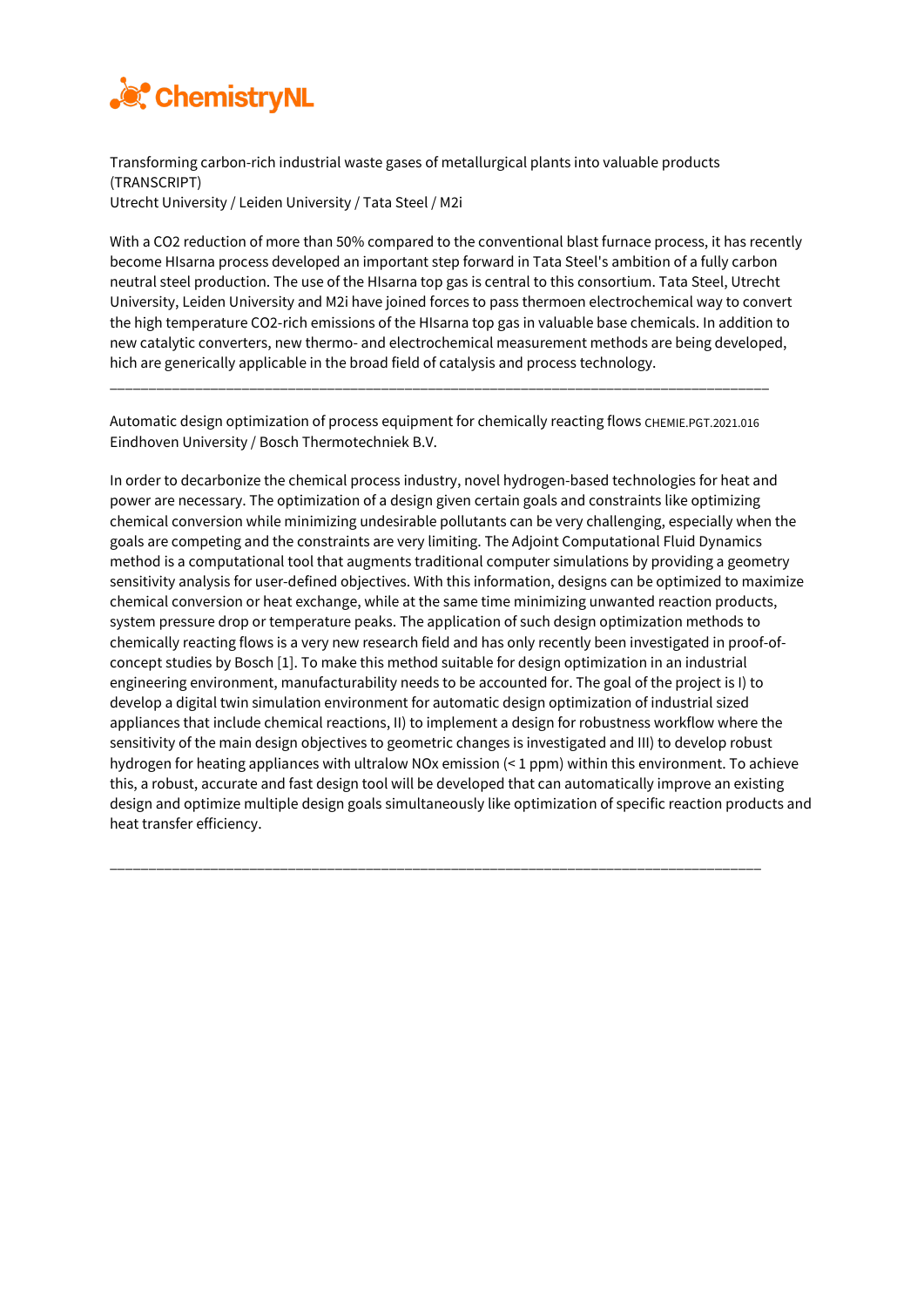Transforming carbon-rich industrial waste gases of metallurgical plants into valuable products (TRANSCRIPT)
Utrecht University / Leiden University / Tata Steel / M2i

With a $CO_2$ reduction of more than 50% compared to the conventional blast furnace process, it has recently become HIsarna process developed an important step forward in Tata Steel's ambition of a fully carbon neutral steel production. The use of the HIsarna top gas is central to this consortium. Tata Steel, Utrecht University, Leiden University and M2i have joined forces to pass thermoen electrochemical way to convert the high temperature $CO_2$-rich emissions of the HIsarna top gas in valuable base chemicals. In addition to new catalytic converters, new thermo- and electrochemical measurement methods are being developed, hich are generically applicable in the broad field of catalysis and process technology.

---

Automatic design optimization of process equipment for chemically reacting flows CHEMIE.PGT.2021.016
Eindhoven University / Bosch Thermotechniek B.V.

In order to decarbonize the chemical process industry, novel hydrogen-based technologies for heat and power are necessary. The optimization of a design given certain goals and constraints like optimizing chemical conversion while minimizing undesirable pollutants can be very challenging, especially when the goals are competing and the constraints are very limiting. The Adjoint Computational Fluid Dynamics method is a computational tool that augments traditional computer simulations by providing a geometry sensitivity analysis for user-defined objectives. With this information, designs can be optimized to maximize chemical conversion or heat exchange, while at the same time minimizing unwanted reaction products, system pressure drop or temperature peaks. The application of such design optimization methods to chemically reacting flows is a very new research field and has only recently been investigated in proof-of-concept studies by Bosch [1]. To make this method suitable for design optimization in an industrial engineering environment, manufacturability needs to be accounted for. The goal of the project is I) to develop a digital twin simulation environment for automatic design optimization of industrial sized appliances that include chemical reactions, II) to implement a design for robustness workflow where the sensitivity of the main design objectives to geometric changes is investigated and III) to develop robust hydrogen for heating appliances with ultralow $NO_x$ emission (< 1 ppm) within this environment. To achieve this, a robust, accurate and fast design tool will be developed that can automatically improve an existing design and optimize multiple design goals simultaneously like optimization of specific reaction products and heat transfer efficiency.

---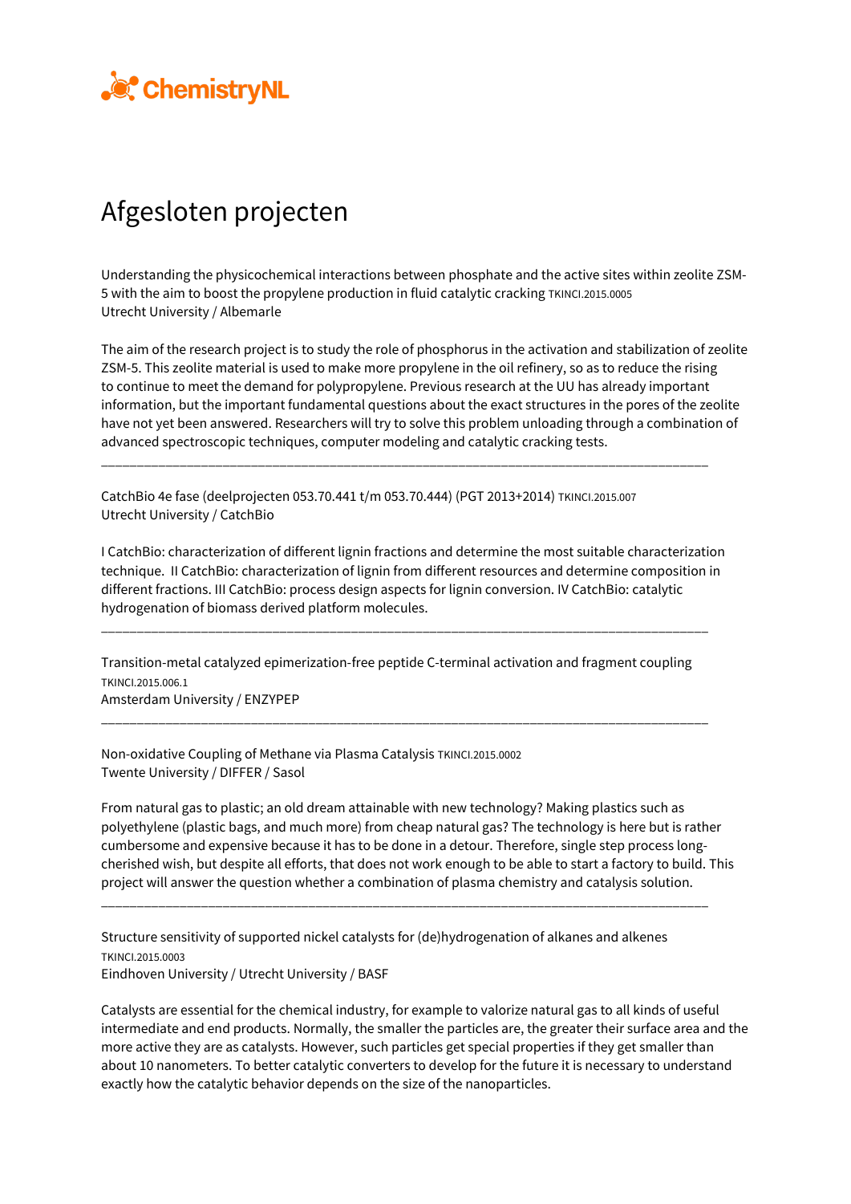# Afgesloten projecten

Understanding the physicochemical interactions between phosphate and the active sites within zeolite ZSM-5 with the aim to boost the propylene production in fluid catalytic cracking TKINCI.2015.0005
Utrecht University / Albemarle

The aim of the research project is to study the role of phosphorus in the activation and stabilization of zeolite ZSM-5. This zeolite material is used to make more propylene in the oil refinery, so as to reduce the rising to continue to meet the demand for polypropylene. Previous research at the UU has already important information, but the important fundamental questions about the exact structures in the pores of the zeolite have not yet been answered. Researchers will try to solve this problem unloading through a combination of advanced spectroscopic techniques, computer modeling and catalytic cracking tests.

---

CatchBio 4e fase (deelprojecten 053.70.441 t/m 053.70.444) (PGT 2013+2014) TKINCI.2015.007
Utrecht University / CatchBio

I CatchBio: characterization of different lignin fractions and determine the most suitable characterization technique. II CatchBio: characterization of lignin from different resources and determine composition in different fractions. III CatchBio: process design aspects for lignin conversion. IV CatchBio: catalytic hydrogenation of biomass derived platform molecules.

---

Transition-metal catalyzed epimerization-free peptide C-terminal activation and fragment coupling TKINCI.2015.006.1
Amsterdam University / ENZYPEP

---

Non-oxidative Coupling of Methane via Plasma Catalysis TKINCI.2015.0002
Twente University / DIFFER / Sasol

From natural gas to plastic; an old dream attainable with new technology? Making plastics such as polyethylene (plastic bags, and much more) from cheap natural gas? The technology is here but is rather cumbersome and expensive because it has to be done in a detour. Therefore, single step process long-cherished wish, but despite all efforts, that does not work enough to be able to start a factory to build. This project will answer the question whether a combination of plasma chemistry and catalysis solution.

---

Structure sensitivity of supported nickel catalysts for (de)hydrogenation of alkanes and alkenes TKINCI.2015.0003
Eindhoven University / Utrecht University / BASF

Catalysts are essential for the chemical industry, for example to valorize natural gas to all kinds of useful intermediate and end products. Normally, the smaller the particles are, the greater their surface area and the more active they are as catalysts. However, such particles get special properties if they get smaller than about 10 nanometers. To better catalytic converters to develop for the future it is necessary to understand exactly how the catalytic behavior depends on the size of the nanoparticles.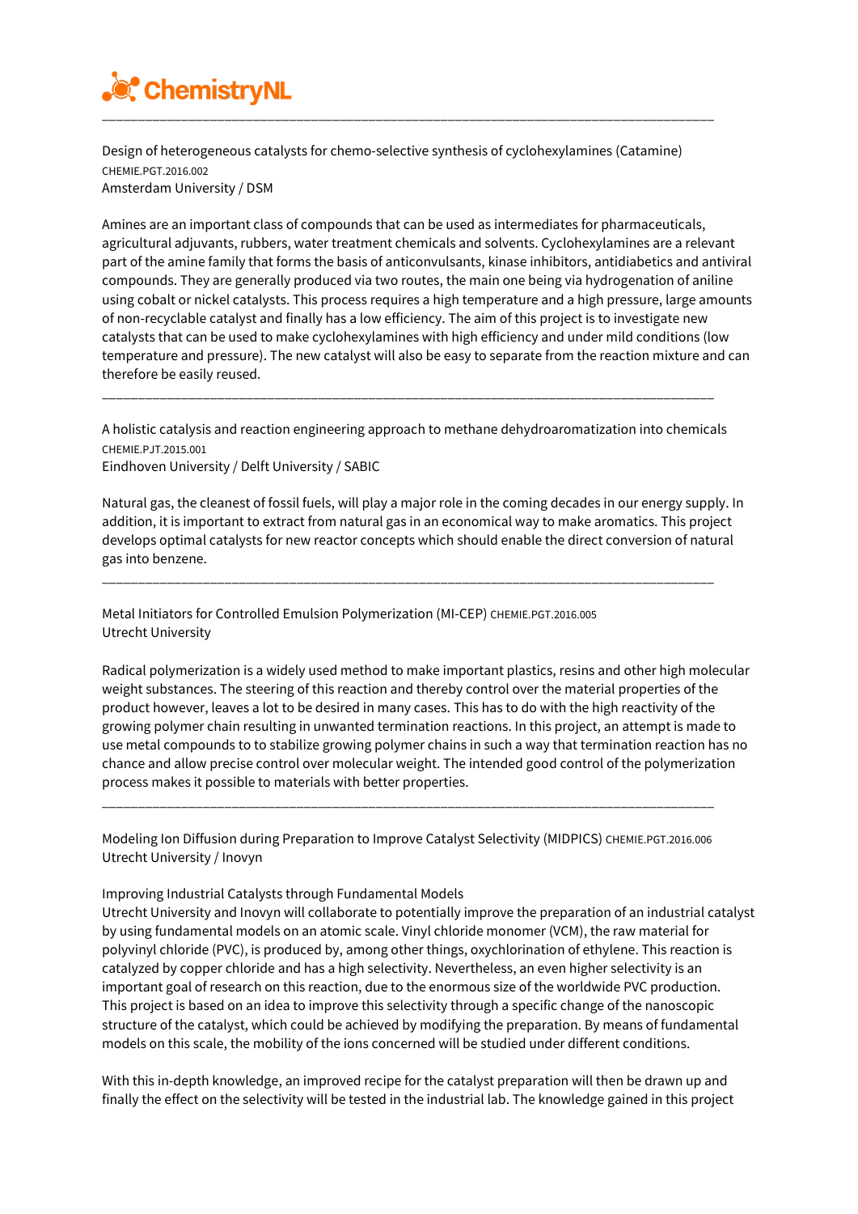ChemistryNL

---

Design of heterogeneous catalysts for chemo-selective synthesis of cyclohexylamines (Catamine)
CHEMIE.PGT.2016.002
Amsterdam University / DSM

Amines are an important class of compounds that can be used as intermediates for pharmaceuticals, agricultural adjuvants, rubbers, water treatment chemicals and solvents. Cyclohexylamines are a relevant part of the amine family that forms the basis of anticonvulsants, kinase inhibitors, antidiabetics and antiviral compounds. They are generally produced via two routes, the main one being via hydrogenation of aniline using cobalt or nickel catalysts. This process requires a high temperature and a high pressure, large amounts of non-recyclable catalyst and finally has a low efficiency. The aim of this project is to investigate new catalysts that can be used to make cyclohexylamines with high efficiency and under mild conditions (low temperature and pressure). The new catalyst will also be easy to separate from the reaction mixture and can therefore be easily reused.

---

A holistic catalysis and reaction engineering approach to methane dehydroaromatization into chemicals
CHEMIE.PJT.2015.001
Eindhoven University / Delft University / SABIC

Natural gas, the cleanest of fossil fuels, will play a major role in the coming decades in our energy supply. In addition, it is important to extract from natural gas in an economical way to make aromatics. This project develops optimal catalysts for new reactor concepts which should enable the direct conversion of natural gas into benzene.

---

Metal Initiators for Controlled Emulsion Polymerization (MI-CEP) CHEMIE.PGT.2016.005
Utrecht University

Radical polymerization is a widely used method to make important plastics, resins and other high molecular weight substances. The steering of this reaction and thereby control over the material properties of the product however, leaves a lot to be desired in many cases. This has to do with the high reactivity of the growing polymer chain resulting in unwanted termination reactions. In this project, an attempt is made to use metal compounds to to stabilize growing polymer chains in such a way that termination reaction has no chance and allow precise control over molecular weight. The intended good control of the polymerization process makes it possible to materials with better properties.

---

Modeling Ion Diffusion during Preparation to Improve Catalyst Selectivity (MIDPICS) CHEMIE.PGT.2016.006
Utrecht University / Inovyn

Improving Industrial Catalysts through Fundamental Models
Utrecht University and Inovyn will collaborate to potentially improve the preparation of an industrial catalyst by using fundamental models on an atomic scale. Vinyl chloride monomer (VCM), the raw material for polyvinyl chloride (PVC), is produced by, among other things, oxychlorination of ethylene. This reaction is catalyzed by copper chloride and has a high selectivity. Nevertheless, an even higher selectivity is an important goal of research on this reaction, due to the enormous size of the worldwide PVC production. This project is based on an idea to improve this selectivity through a specific change of the nanoscopic structure of the catalyst, which could be achieved by modifying the preparation. By means of fundamental models on this scale, the mobility of the ions concerned will be studied under different conditions.

With this in-depth knowledge, an improved recipe for the catalyst preparation will then be drawn up and finally the effect on the selectivity will be tested in the industrial lab. The knowledge gained in this project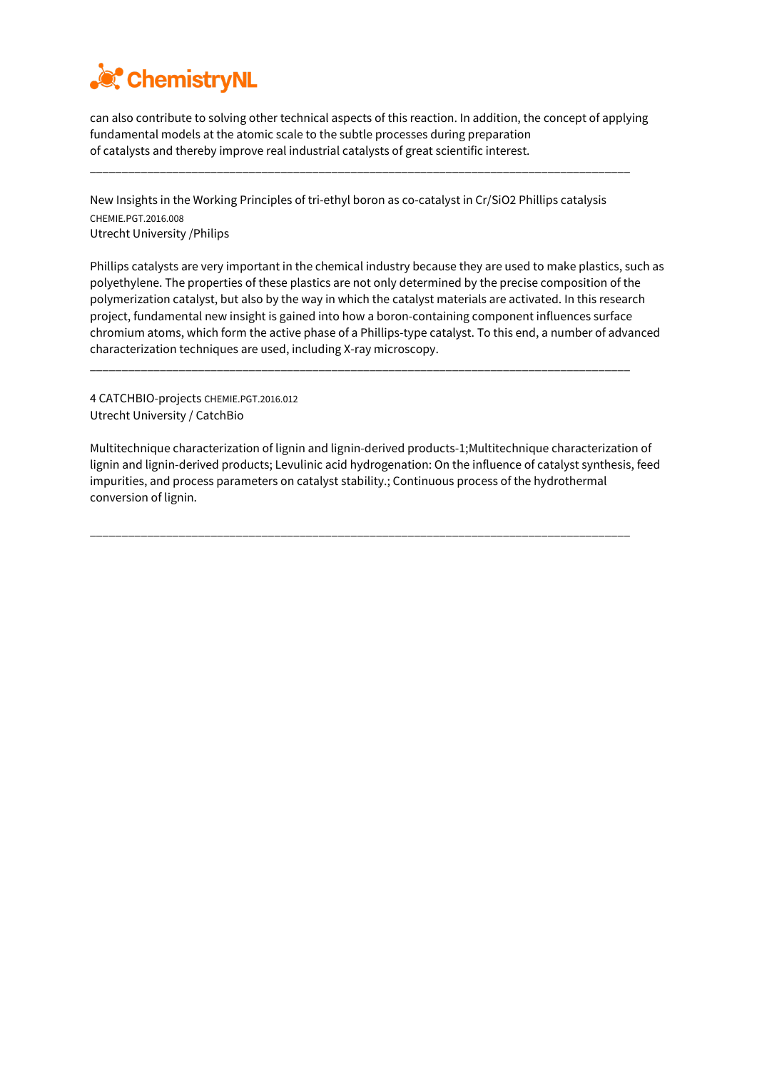can also contribute to solving other technical aspects of this reaction. In addition, the concept of applying fundamental models at the atomic scale to the subtle processes during preparation of catalysts and thereby improve real industrial catalysts of great scientific interest.

---

New Insights in the Working Principles of tri-ethyl boron as co-catalyst in Cr/SiO2 Phillips catalysis
CHEMIE.PGT.2016.008
Utrecht University /Philips

Phillips catalysts are very important in the chemical industry because they are used to make plastics, such as polyethylene. The properties of these plastics are not only determined by the precise composition of the polymerization catalyst, but also by the way in which the catalyst materials are activated. In this research project, fundamental new insight is gained into how a boron-containing component influences surface chromium atoms, which form the active phase of a Phillips-type catalyst. To this end, a number of advanced characterization techniques are used, including X-ray microscopy.

---

4 CATCHBIO-projects CHEMIE.PGT.2016.012
Utrecht University / CatchBio

Multitechnique characterization of lignin and lignin-derived products-1;Multitechnique characterization of lignin and lignin-derived products; Levulinic acid hydrogenation: On the influence of catalyst synthesis, feed impurities, and process parameters on catalyst stability.; Continuous process of the hydrothermal conversion of lignin.

---